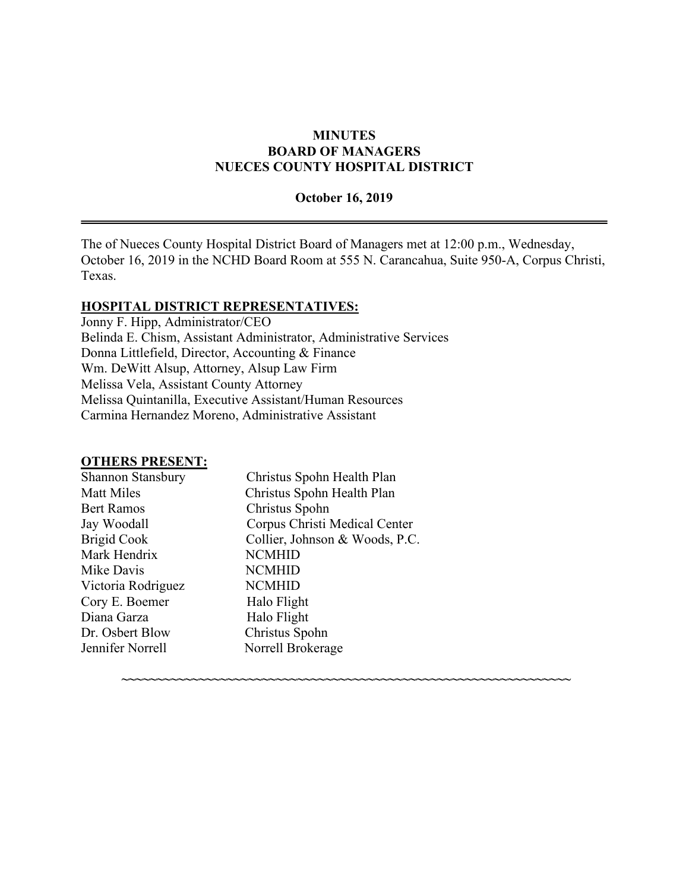**MINUTES**
**BOARD OF MANAGERS**
**NUECES COUNTY HOSPITAL DISTRICT**

**October 16, 2019**

---

The of Nueces County Hospital District Board of Managers met at 12:00 p.m., Wednesday, October 16, 2019 in the NCHD Board Room at 555 N. Carancahua, Suite 950-A, Corpus Christi, Texas.

**HOSPITAL DISTRICT REPRESENTATIVES:**

Jonny F. Hipp, Administrator/CEO
Belinda E. Chism, Assistant Administrator, Administrative Services
Donna Littlefield, Director, Accounting & Finance
Wm. DeWitt Alsup, Attorney, Alsup Law Firm
Melissa Vela, Assistant County Attorney
Melissa Quintanilla, Executive Assistant/Human Resources
Carmina Hernandez Moreno, Administrative Assistant

**OTHERS PRESENT:**

| | |
|---|---|
| Shannon Stansbury | Christus Spohn Health Plan |
| Matt Miles | Christus Spohn Health Plan |
| Bert Ramos | Christus Spohn |
| Jay Woodall | Corpus Christi Medical Center |
| Brigid Cook | Collier, Johnson & Woods, P.C. |
| Mark Hendrix | NCMHID |
| Mike Davis | NCMHID |
| Victoria Rodriguez | NCMHID |
| Cory E. Boemer | Halo Flight |
| Diana Garza | Halo Flight |
| Dr. Osbert Blow | Christus Spohn |
| Jennifer Norrell | Norrell Brokerage |

~~~~~~~~~~~~~~~~~~~~~~~~~~~~~~~~~~~~~~~~~~~~~~~~~~~~~~~~~~~~~~~~~~~~~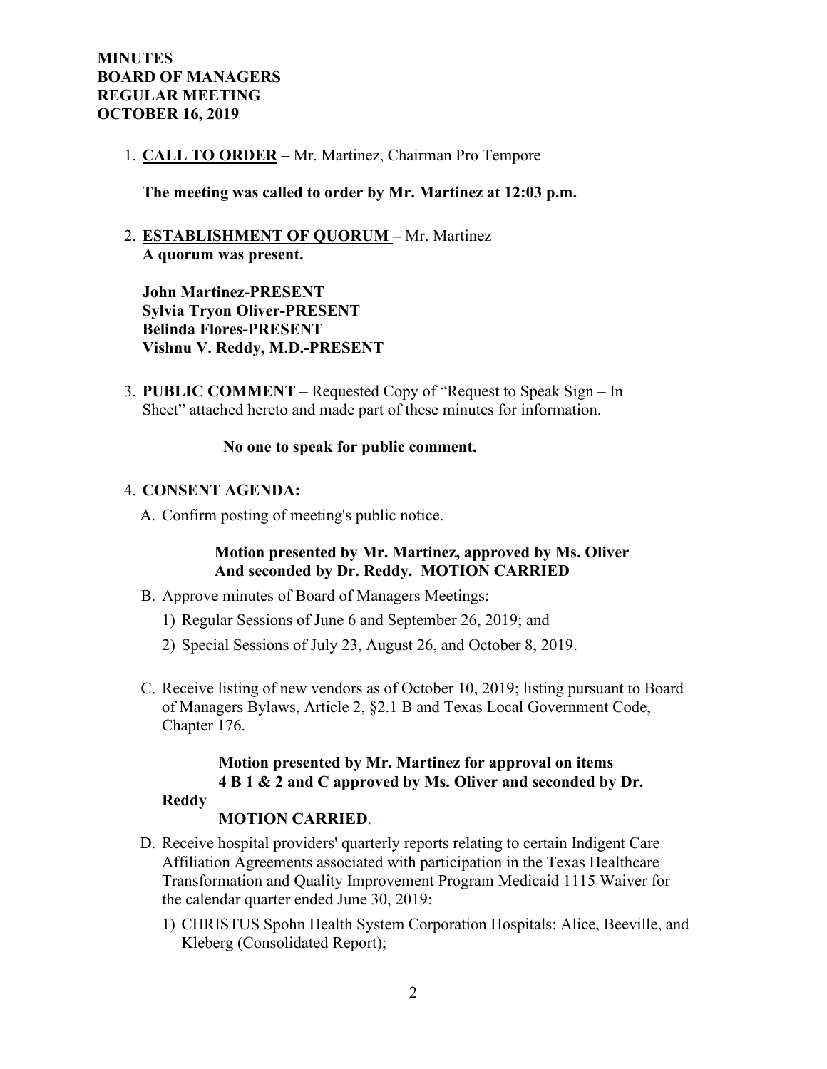**MINUTES**
**BOARD OF MANAGERS**
**REGULAR MEETING**
**OCTOBER 16, 2019**

1. **CALL TO ORDER –** Mr. Martinez, Chairman Pro Tempore

   **The meeting was called to order by Mr. Martinez at 12:03 p.m.**

2. **ESTABLISHMENT OF QUORUM –** Mr. Martinez
   **A quorum was present.**

   **John Martinez-PRESENT**
   **Sylvia Tryon Oliver-PRESENT**
   **Belinda Flores-PRESENT**
   **Vishnu V. Reddy, M.D.-PRESENT**

3. **PUBLIC COMMENT** – Requested Copy of "Request to Speak Sign – In Sheet" attached hereto and made part of these minutes for information.

   **No one to speak for public comment.**

4. **CONSENT AGENDA:**

   A. Confirm posting of meeting's public notice.

   **Motion presented by Mr. Martinez, approved by Ms. Oliver And seconded by Dr. Reddy. MOTION CARRIED**

   B. Approve minutes of Board of Managers Meetings:

   1) Regular Sessions of June 6 and September 26, 2019; and
   2) Special Sessions of July 23, August 26, and October 8, 2019.

   C. Receive listing of new vendors as of October 10, 2019; listing pursuant to Board of Managers Bylaws, Article 2, §2.1 B and Texas Local Government Code, Chapter 176.

   **Motion presented by Mr. Martinez for approval on items 4 B 1 & 2 and C approved by Ms. Oliver and seconded by Dr. Reddy**

   **MOTION CARRIED.**

   D. Receive hospital providers' quarterly reports relating to certain Indigent Care Affiliation Agreements associated with participation in the Texas Healthcare Transformation and Quality Improvement Program Medicaid 1115 Waiver for the calendar quarter ended June 30, 2019:

   1) CHRISTUS Spohn Health System Corporation Hospitals: Alice, Beeville, and Kleberg (Consolidated Report);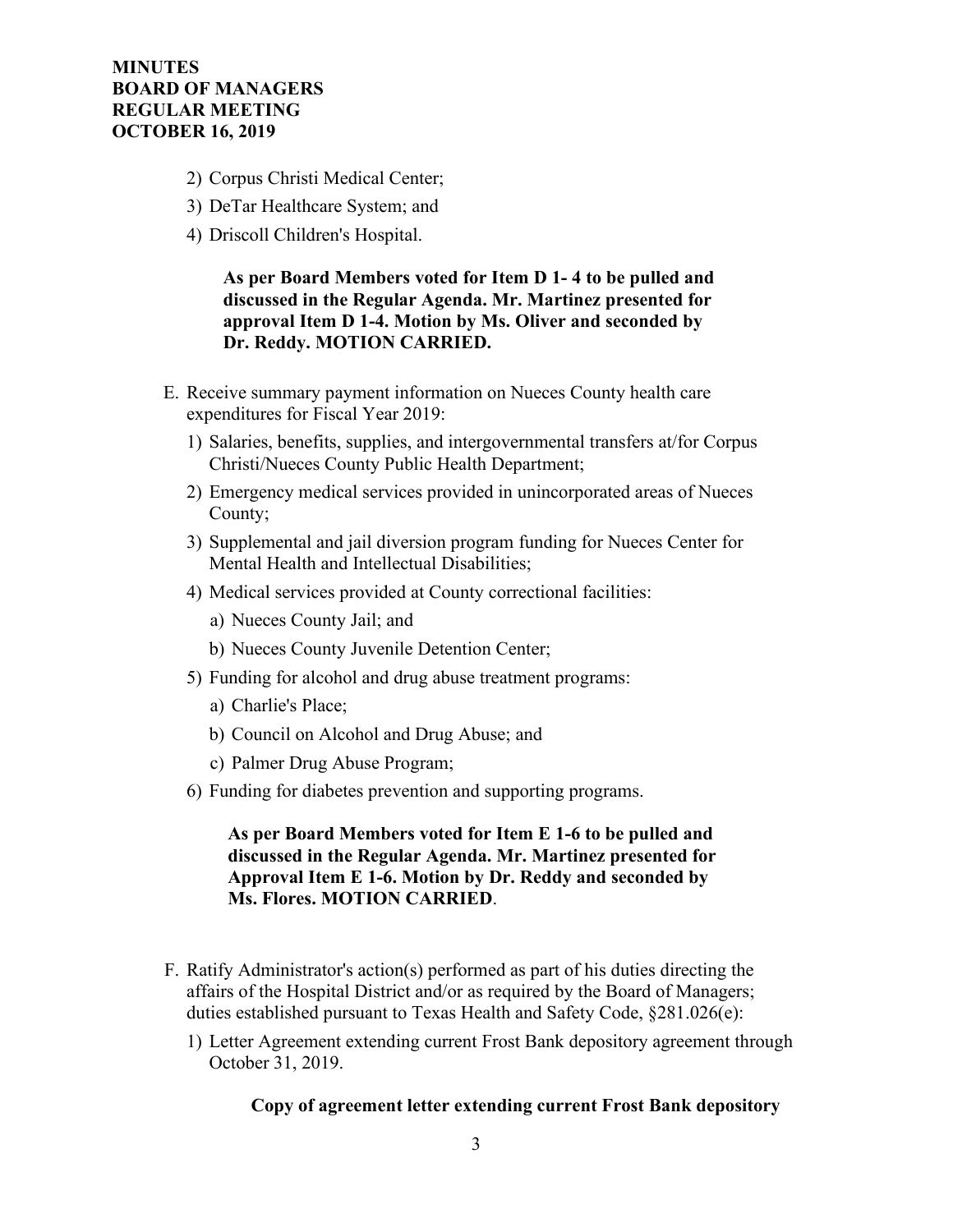2) Corpus Christi Medical Center;
3) DeTar Healthcare System; and
4) Driscoll Children's Hospital.

**As per Board Members voted for Item D 1- 4 to be pulled and discussed in the Regular Agenda. Mr. Martinez presented for approval Item D 1-4. Motion by Ms. Oliver and seconded by Dr. Reddy. MOTION CARRIED.**

E. Receive summary payment information on Nueces County health care expenditures for Fiscal Year 2019:
   1) Salaries, benefits, supplies, and intergovernmental transfers at/for Corpus Christi/Nueces County Public Health Department;
   2) Emergency medical services provided in unincorporated areas of Nueces County;
   3) Supplemental and jail diversion program funding for Nueces Center for Mental Health and Intellectual Disabilities;
   4) Medical services provided at County correctional facilities:
      a) Nueces County Jail; and
      b) Nueces County Juvenile Detention Center;
   5) Funding for alcohol and drug abuse treatment programs:
      a) Charlie's Place;
      b) Council on Alcohol and Drug Abuse; and
      c) Palmer Drug Abuse Program;
   6) Funding for diabetes prevention and supporting programs.

**As per Board Members voted for Item E 1-6 to be pulled and discussed in the Regular Agenda. Mr. Martinez presented for Approval Item E 1-6. Motion by Dr. Reddy and seconded by Ms. Flores. MOTION CARRIED**.

F. Ratify Administrator's action(s) performed as part of his duties directing the affairs of the Hospital District and/or as required by the Board of Managers; duties established pursuant to Texas Health and Safety Code, §281.026(e):
   1) Letter Agreement extending current Frost Bank depository agreement through October 31, 2019.

**Copy of agreement letter extending current Frost Bank depository**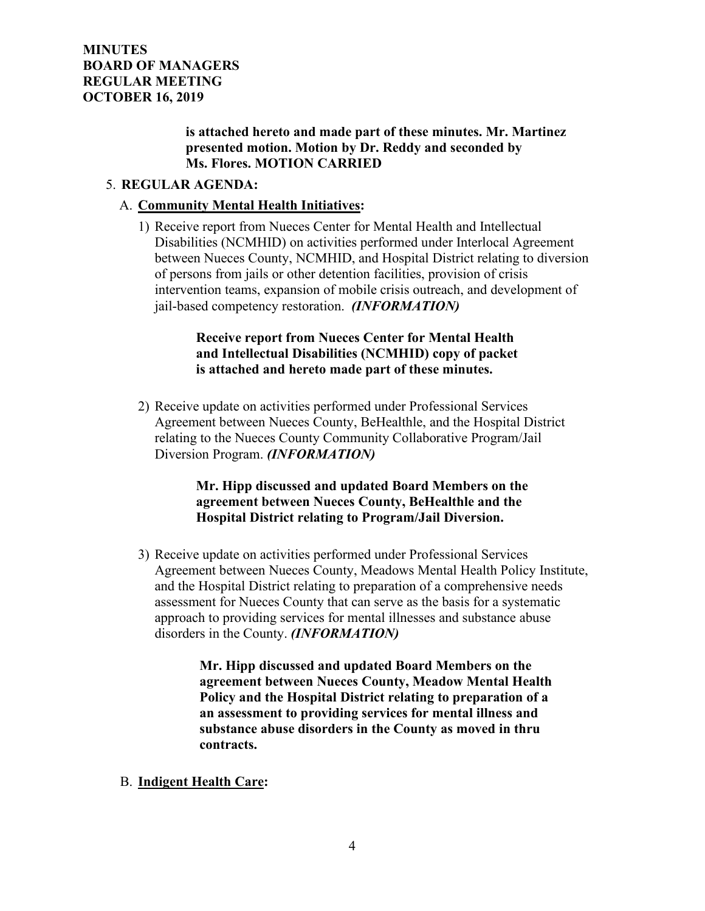**is attached hereto and made part of these minutes. Mr. Martinez presented motion. Motion by Dr. Reddy and seconded by Ms. Flores. MOTION CARRIED**

5. **REGULAR AGENDA:**

   A. **Community Mental Health Initiatives:**

   1) Receive report from Nueces Center for Mental Health and Intellectual Disabilities (NCMHID) on activities performed under Interlocal Agreement between Nueces County, NCMHID, and Hospital District relating to diversion of persons from jails or other detention facilities, provision of crisis intervention teams, expansion of mobile crisis outreach, and development of jail-based competency restoration. ***(INFORMATION)***

      **Receive report from Nueces Center for Mental Health and Intellectual Disabilities (NCMHID) copy of packet is attached and hereto made part of these minutes.**

   2) Receive update on activities performed under Professional Services Agreement between Nueces County, BeHealthle, and the Hospital District relating to the Nueces County Community Collaborative Program/Jail Diversion Program. ***(INFORMATION)***

      **Mr. Hipp discussed and updated Board Members on the agreement between Nueces County, BeHealthle and the Hospital District relating to Program/Jail Diversion.**

   3) Receive update on activities performed under Professional Services Agreement between Nueces County, Meadows Mental Health Policy Institute, and the Hospital District relating to preparation of a comprehensive needs assessment for Nueces County that can serve as the basis for a systematic approach to providing services for mental illnesses and substance abuse disorders in the County. ***(INFORMATION)***

      **Mr. Hipp discussed and updated Board Members on the agreement between Nueces County, Meadow Mental Health Policy and the Hospital District relating to preparation of a an assessment to providing services for mental illness and substance abuse disorders in the County as moved in thru contracts.**

   B. **Indigent Health Care:**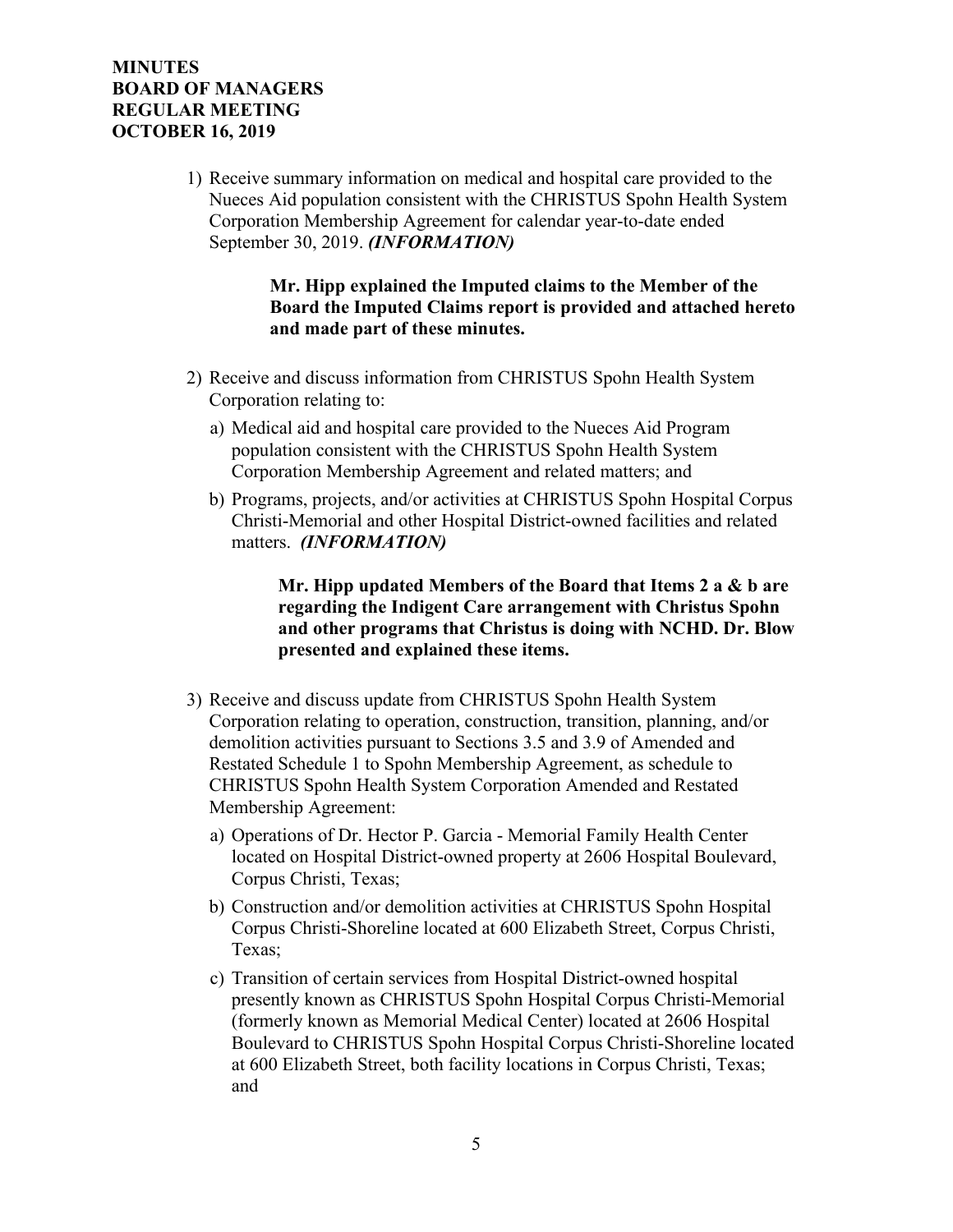1) Receive summary information on medical and hospital care provided to the Nueces Aid population consistent with the CHRISTUS Spohn Health System Corporation Membership Agreement for calendar year-to-date ended September 30, 2019. ***(INFORMATION)***

   **Mr. Hipp explained the Imputed claims to the Member of the Board the Imputed Claims report is provided and attached hereto and made part of these minutes.**

2) Receive and discuss information from CHRISTUS Spohn Health System Corporation relating to:

   a) Medical aid and hospital care provided to the Nueces Aid Program population consistent with the CHRISTUS Spohn Health System Corporation Membership Agreement and related matters; and

   b) Programs, projects, and/or activities at CHRISTUS Spohn Hospital Corpus Christi-Memorial and other Hospital District-owned facilities and related matters. ***(INFORMATION)***

   **Mr. Hipp updated Members of the Board that Items 2 a & b are regarding the Indigent Care arrangement with Christus Spohn and other programs that Christus is doing with NCHD. Dr. Blow presented and explained these items.**

3) Receive and discuss update from CHRISTUS Spohn Health System Corporation relating to operation, construction, transition, planning, and/or demolition activities pursuant to Sections 3.5 and 3.9 of Amended and Restated Schedule 1 to Spohn Membership Agreement, as schedule to CHRISTUS Spohn Health System Corporation Amended and Restated Membership Agreement:

   a) Operations of Dr. Hector P. Garcia - Memorial Family Health Center located on Hospital District-owned property at 2606 Hospital Boulevard, Corpus Christi, Texas;

   b) Construction and/or demolition activities at CHRISTUS Spohn Hospital Corpus Christi-Shoreline located at 600 Elizabeth Street, Corpus Christi, Texas;

   c) Transition of certain services from Hospital District-owned hospital presently known as CHRISTUS Spohn Hospital Corpus Christi-Memorial (formerly known as Memorial Medical Center) located at 2606 Hospital Boulevard to CHRISTUS Spohn Hospital Corpus Christi-Shoreline located at 600 Elizabeth Street, both facility locations in Corpus Christi, Texas; and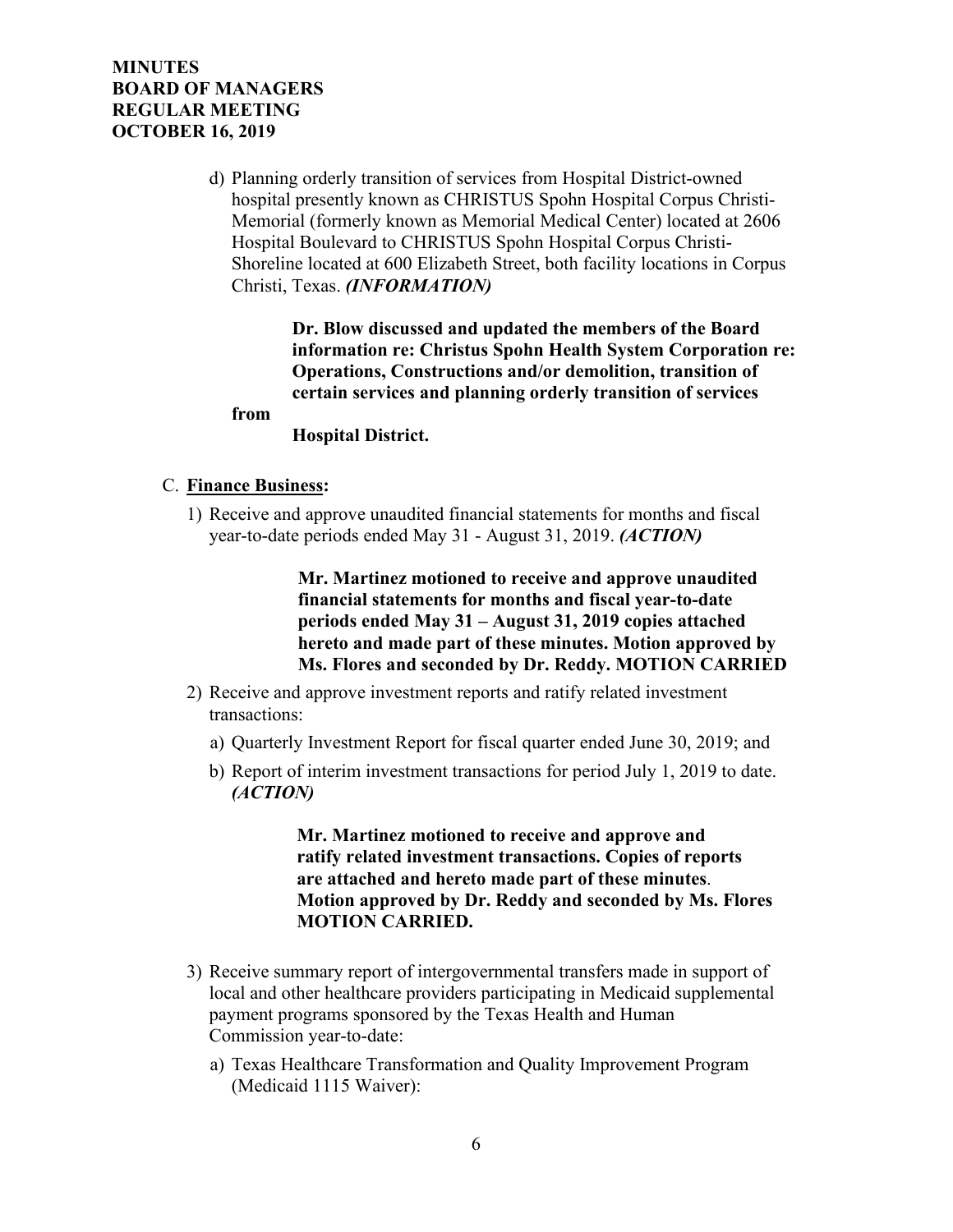d) Planning orderly transition of services from Hospital District-owned hospital presently known as CHRISTUS Spohn Hospital Corpus Christi-Memorial (formerly known as Memorial Medical Center) located at 2606 Hospital Boulevard to CHRISTUS Spohn Hospital Corpus Christi-Shoreline located at 600 Elizabeth Street, both facility locations in Corpus Christi, Texas. ***(INFORMATION)***

**Dr. Blow discussed and updated the members of the Board information re: Christus Spohn Health System Corporation re: Operations, Constructions and/or demolition, transition of certain services and planning orderly transition of services from Hospital District.**

C. **Finance Business:**

1) Receive and approve unaudited financial statements for months and fiscal year-to-date periods ended May 31 - August 31, 2019. ***(ACTION)***

**Mr. Martinez motioned to receive and approve unaudited financial statements for months and fiscal year-to-date periods ended May 31 – August 31, 2019 copies attached hereto and made part of these minutes. Motion approved by Ms. Flores and seconded by Dr. Reddy. MOTION CARRIED**

2) Receive and approve investment reports and ratify related investment transactions:

   a) Quarterly Investment Report for fiscal quarter ended June 30, 2019; and

   b) Report of interim investment transactions for period July 1, 2019 to date. ***(ACTION)***

**Mr. Martinez motioned to receive and approve and ratify related investment transactions. Copies of reports are attached and hereto made part of these minutes. Motion approved by Dr. Reddy and seconded by Ms. Flores MOTION CARRIED.**

3) Receive summary report of intergovernmental transfers made in support of local and other healthcare providers participating in Medicaid supplemental payment programs sponsored by the Texas Health and Human Commission year-to-date:

   a) Texas Healthcare Transformation and Quality Improvement Program (Medicaid 1115 Waiver):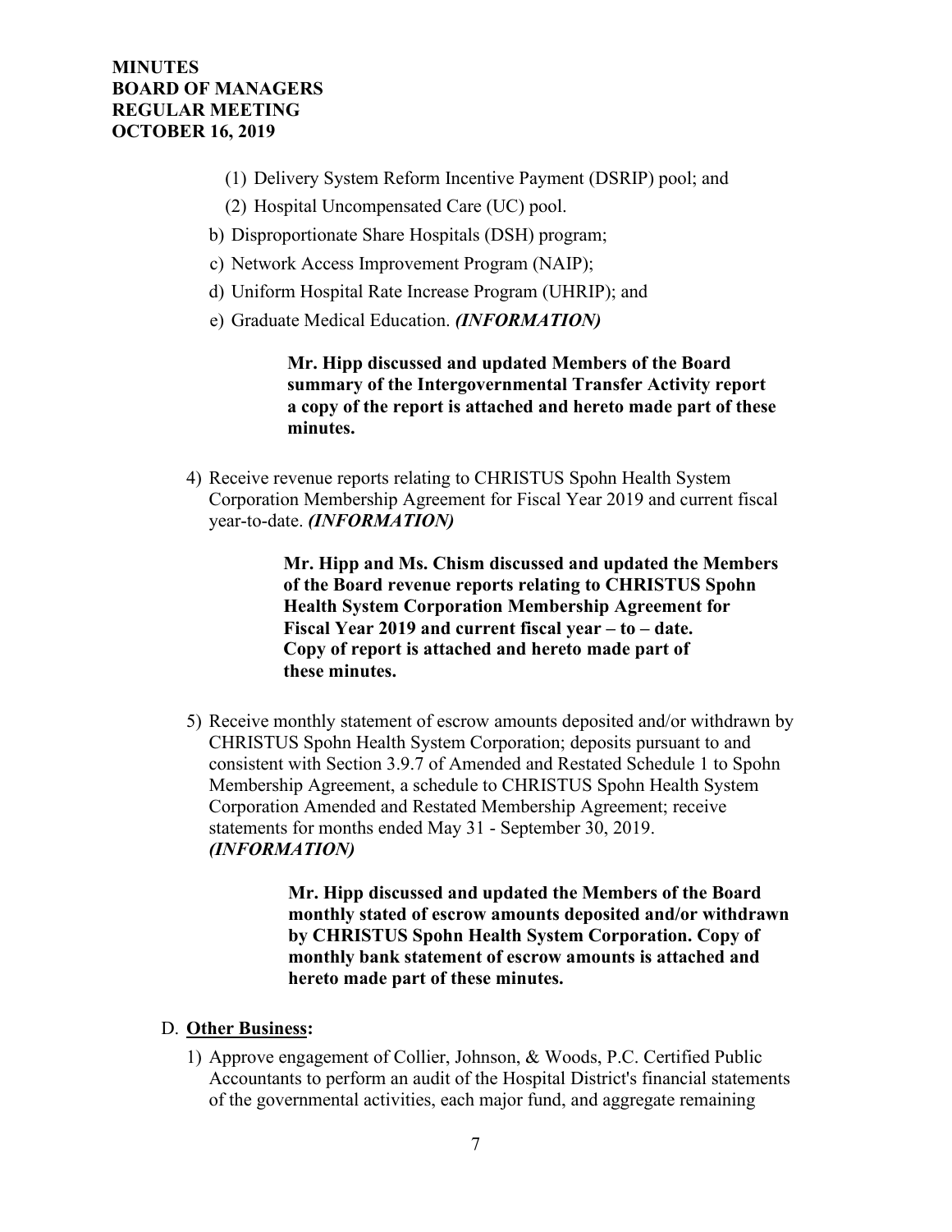(1) Delivery System Reform Incentive Payment (DSRIP) pool; and

(2) Hospital Uncompensated Care (UC) pool.

b) Disproportionate Share Hospitals (DSH) program;

c) Network Access Improvement Program (NAIP);

d) Uniform Hospital Rate Increase Program (UHRIP); and

e) Graduate Medical Education. ***(INFORMATION)***

> **Mr. Hipp discussed and updated Members of the Board summary of the Intergovernmental Transfer Activity report a copy of the report is attached and hereto made part of these minutes.**

4) Receive revenue reports relating to CHRISTUS Spohn Health System Corporation Membership Agreement for Fiscal Year 2019 and current fiscal year-to-date. ***(INFORMATION)***

> **Mr. Hipp and Ms. Chism discussed and updated the Members of the Board revenue reports relating to CHRISTUS Spohn Health System Corporation Membership Agreement for Fiscal Year 2019 and current fiscal year – to – date. Copy of report is attached and hereto made part of these minutes.**

5) Receive monthly statement of escrow amounts deposited and/or withdrawn by CHRISTUS Spohn Health System Corporation; deposits pursuant to and consistent with Section 3.9.7 of Amended and Restated Schedule 1 to Spohn Membership Agreement, a schedule to CHRISTUS Spohn Health System Corporation Amended and Restated Membership Agreement; receive statements for months ended May 31 - September 30, 2019. ***(INFORMATION)***

> **Mr. Hipp discussed and updated the Members of the Board monthly stated of escrow amounts deposited and/or withdrawn by CHRISTUS Spohn Health System Corporation. Copy of monthly bank statement of escrow amounts is attached and hereto made part of these minutes.**

D. **Other Business:**

1) Approve engagement of Collier, Johnson, & Woods, P.C. Certified Public Accountants to perform an audit of the Hospital District's financial statements of the governmental activities, each major fund, and aggregate remaining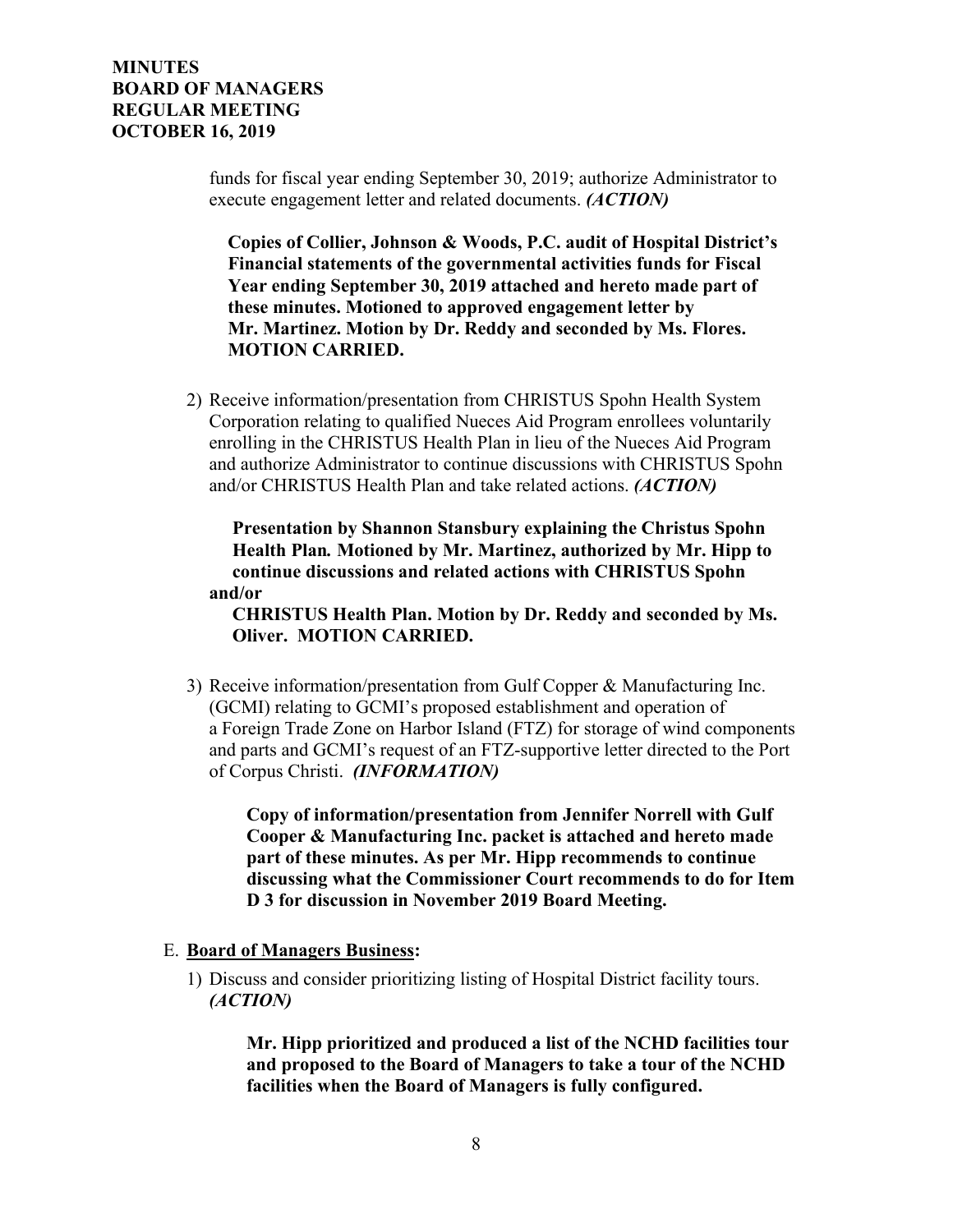funds for fiscal year ending September 30, 2019; authorize Administrator to execute engagement letter and related documents. ***(ACTION)***

**Copies of Collier, Johnson & Woods, P.C. audit of Hospital District's Financial statements of the governmental activities funds for Fiscal Year ending September 30, 2019 attached and hereto made part of these minutes. Motioned to approved engagement letter by Mr. Martinez. Motion by Dr. Reddy and seconded by Ms. Flores. MOTION CARRIED.**

2) Receive information/presentation from CHRISTUS Spohn Health System Corporation relating to qualified Nueces Aid Program enrollees voluntarily enrolling in the CHRISTUS Health Plan in lieu of the Nueces Aid Program and authorize Administrator to continue discussions with CHRISTUS Spohn and/or CHRISTUS Health Plan and take related actions. ***(ACTION)***

**Presentation by Shannon Stansbury explaining the Christus Spohn Health Plan. Motioned by Mr. Martinez, authorized by Mr. Hipp to continue discussions and related actions with CHRISTUS Spohn and/or CHRISTUS Health Plan. Motion by Dr. Reddy and seconded by Ms. Oliver. MOTION CARRIED.**

3) Receive information/presentation from Gulf Copper & Manufacturing Inc. (GCMI) relating to GCMI's proposed establishment and operation of a Foreign Trade Zone on Harbor Island (FTZ) for storage of wind components and parts and GCMI's request of an FTZ-supportive letter directed to the Port of Corpus Christi. ***(INFORMATION)***

**Copy of information/presentation from Jennifer Norrell with Gulf Cooper & Manufacturing Inc. packet is attached and hereto made part of these minutes. As per Mr. Hipp recommends to continue discussing what the Commissioner Court recommends to do for Item D 3 for discussion in November 2019 Board Meeting.**

E. **Board of Managers Business:**

1) Discuss and consider prioritizing listing of Hospital District facility tours. ***(ACTION)***

**Mr. Hipp prioritized and produced a list of the NCHD facilities tour and proposed to the Board of Managers to take a tour of the NCHD facilities when the Board of Managers is fully configured.**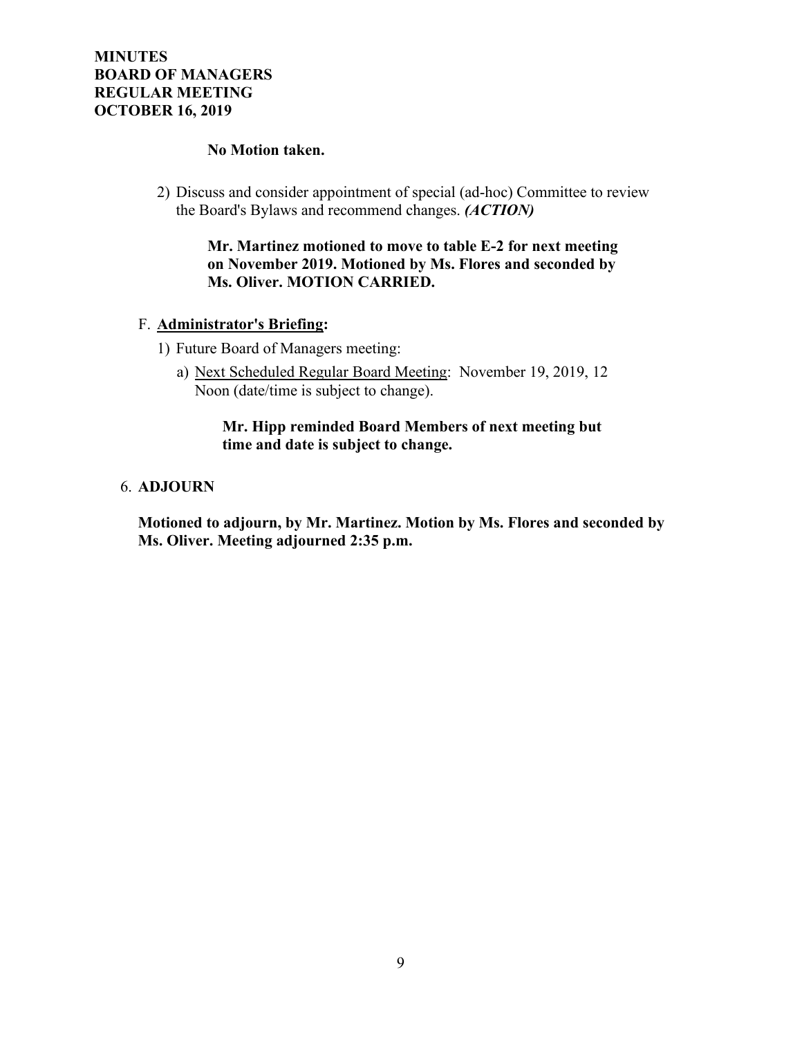**No Motion taken.**

2) Discuss and consider appointment of special (ad-hoc) Committee to review the Board's Bylaws and recommend changes. ***(ACTION)***

   **Mr. Martinez motioned to move to table E-2 for next meeting on November 2019. Motioned by Ms. Flores and seconded by Ms. Oliver. MOTION CARRIED.**

F. **Administrator's Briefing:**

1) Future Board of Managers meeting:

   a) Next Scheduled Regular Board Meeting: November 19, 2019, 12 Noon (date/time is subject to change).

      **Mr. Hipp reminded Board Members of next meeting but time and date is subject to change.**

6. **ADJOURN**

**Motioned to adjourn, by Mr. Martinez. Motion by Ms. Flores and seconded by Ms. Oliver. Meeting adjourned 2:35 p.m.**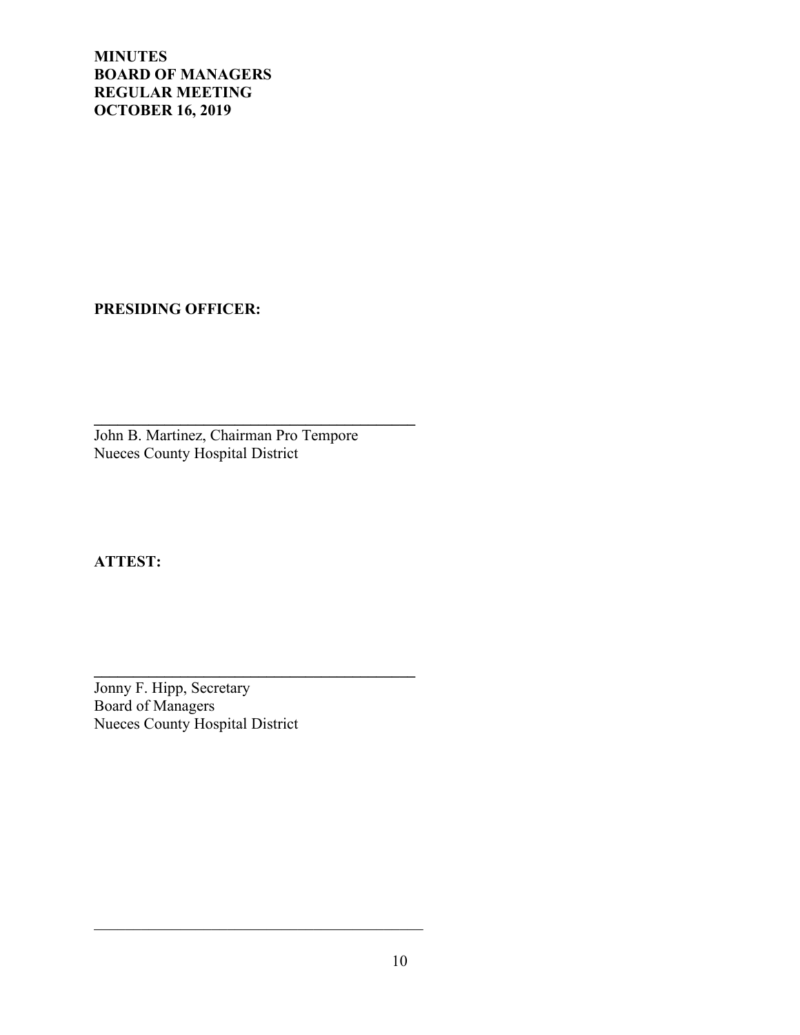**MINUTES**
**BOARD OF MANAGERS**
**REGULAR MEETING**
**OCTOBER 16, 2019**

**PRESIDING OFFICER:**

______________________________________

John B. Martinez, Chairman Pro Tempore
Nueces County Hospital District

**ATTEST:**

______________________________________

Jonny F. Hipp, Secretary
Board of Managers
Nueces County Hospital District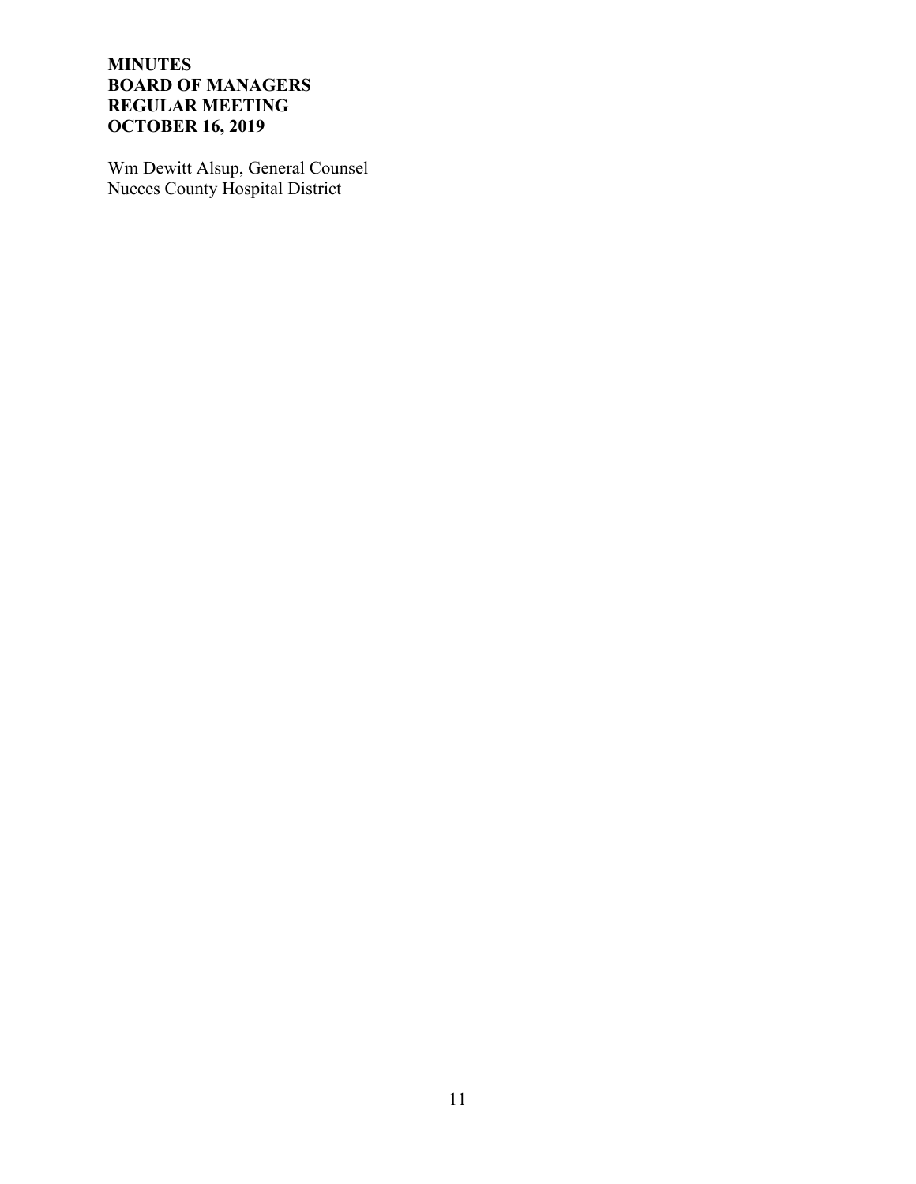Wm Dewitt Alsup, General Counsel
Nueces County Hospital District